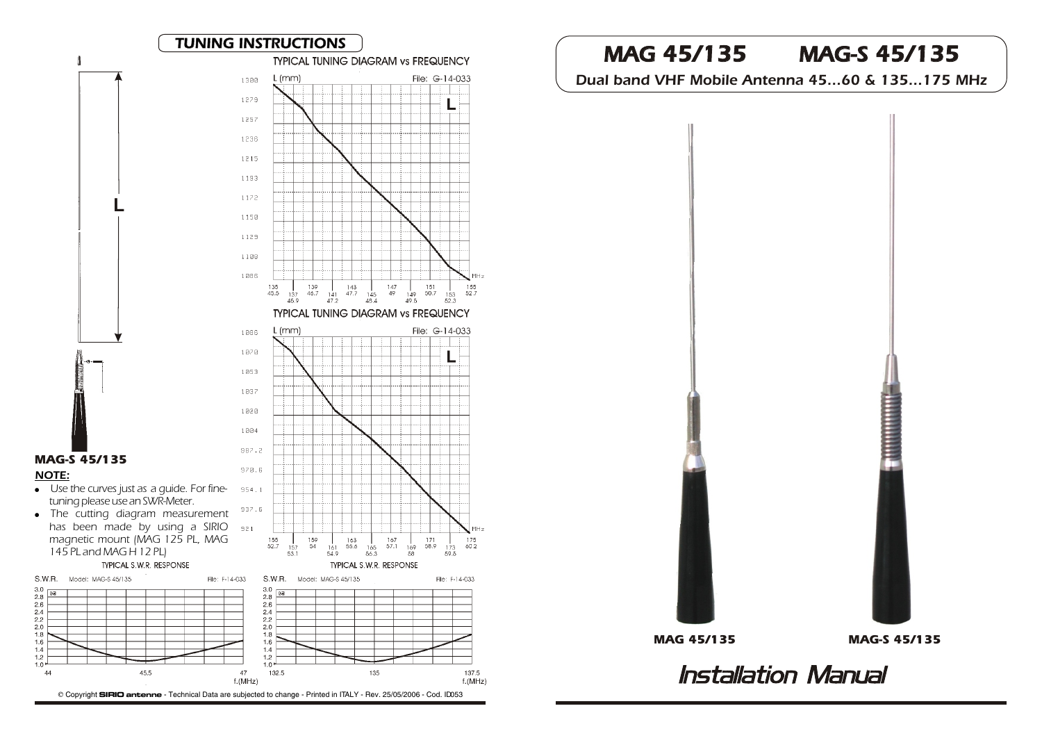# MAG 45/135    MAG-S 45/135

*Dual band VHF Mobile Antenna 45...60 & 135...175 MHz*

MAG 45/135    MAG-S 45/135

# Installation Manual

## TUNING INSTRUCTIONS

TYPICAL TUNING DIAGRAM vs FREQUENCY

L (mm) — File: G-14-033

| L (mm) | 1300 | 1279 | 1257 | 1236 | 1215 | 1193 | 1172 | 1150 | 1129 | 1108 | 1086 |
|---|---|---|---|---|---|---|---|---|---|---|---|

MHz: 135 / 45.5, 137 / 45.9, 139 / 46.7, 141 / 47.2, 143 / 47.7, 145 / 48.4, 147 / 49, 149 / 49.5, 151 / 50.7, 153 / 52.3, 155 / 52.7

TYPICAL TUNING DIAGRAM vs FREQUENCY

L (mm) — File: G-14-033

| L (mm) | 1086 | 1070 | 1053 | 1037 | 1020 | 1004 | 987.2 | 970.6 | 954.1 | 937.6 | 921 |
|---|---|---|---|---|---|---|---|---|---|---|---|

MHz: 155 / 52.7, 157 / 53.1, 159 / 54, 161 / 54.9, 163 / 55.6, 165 / 56.3, 167 / 57.1, 169 / 58, 171 / 58.9, 173 / 59.5, 175 / 60.2

**MAG-S 45/135**

***NOTE:***

- Use the curves just as a guide. For fine-tuning please use an SWR-Meter.
- The cutting diagram measurement has been made by using a SIRIO magnetic mount (MAG 125 PL, MAG 145 PL and MAG H 12 PL)

TYPICAL S.W.R. RESPONSE

S.W.R. Model: MAG-S 45/135 File: F-14-033 — f.(MHz): 44, 45.5, 47

TYPICAL S.W.R. RESPONSE

S.W.R. Model: MAG-S 45/135 File: F-14-033 — f.(MHz): 132.5, 135, 137.5

© Copyright **SIRIO antenne** - Technical Data are subjected to change - Printed in ITALY - Rev. 25/05/2006 - Cod. ID053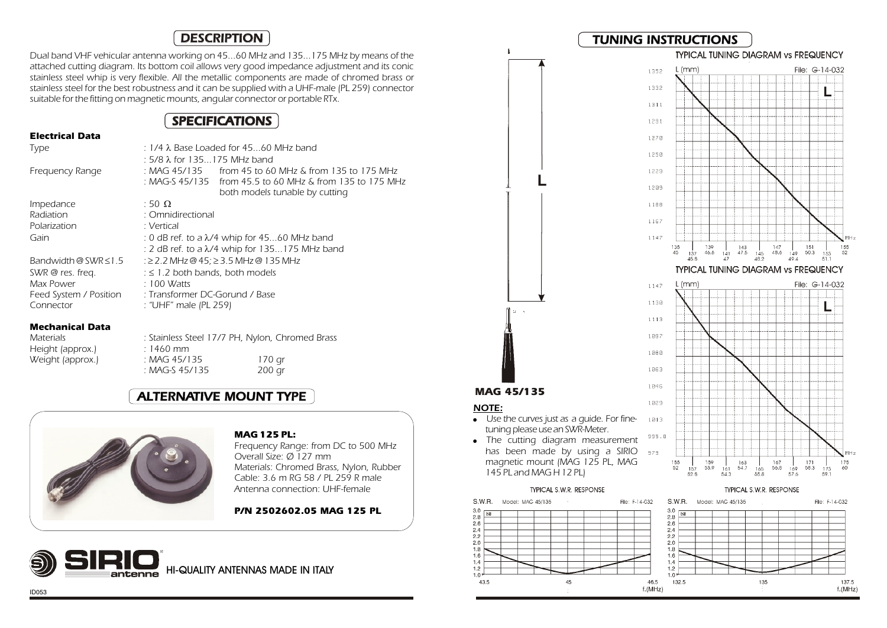## DESCRIPTION

*Dual band VHF vehicular antenna working on 45...60 MHz and 135...175 MHz by means of the attached cutting diagram. Its bottom coil allows very good impedance adjustment and its conic stainless steel whip is very flexible. All the metallic components are made of chromed brass or stainless steel for the best robustness and it can be supplied with a UHF-male (PL 259) connector suitable for the fitting on magnetic mounts, angular connector or portable RTx.*

## SPECIFICATIONS

### Electrical Data

| | |
|---|---|
| Type | : 1/4 λ Base Loaded for 45...60 MHz band |
| | : 5/8 λ for 135...175 MHz band |
| Frequency Range | : MAG 45/135 from 45 to 60 MHz & from 135 to 175 MHz |
| | : MAG-S 45/135 from 45.5 to 60 MHz & from 135 to 175 MHz both models tunable by cutting |
| Impedance | : 50 Ω |
| Radiation | : Omnidirectional |
| Polarization | : Vertical |
| Gain | : 0 dB ref. to a λ/4 whip for 45...60 MHz band |
| | : 2 dB ref. to a λ/4 whip for 135...175 MHz band |
| Bandwidth @ SWR ≤1.5 | : ≥ 2.2 MHz @ 45; ≥ 3.5 MHz @ 135 MHz |
| SWR @ res. freq. | : ≤ 1.2 both bands, both models |
| Max Power | : 100 Watts |
| Feed System / Position | : Transformer DC-Gorund / Base |
| Connector | : "UHF" male (PL 259) |

### Mechanical Data

| | | |
|---|---|---|
| Materials | : Stainless Steel 17/7 PH, Nylon, Chromed Brass | |
| Height (approx.) | : 1460 mm | |
| Weight (approx.) | : MAG 45/135 | 170 gr |
| | : MAG-S 45/135 | 200 gr |

## ALTERNATIVE MOUNT TYPE

**MAG 125 PL:**

*Frequency Range: from DC to 500 MHz*
*Overall Size: Ø 127 mm*
*Materials: Chromed Brass, Nylon, Rubber*
*Cable: 3.6 m RG 58 / PL 259 R male*
*Antenna connection: UHF-female*

**P/N 2502602.05 MAG 125 PL**

SIRIO antenne HI-QUALITY ANTENNAS MADE IN ITALY

ID053

## TUNING INSTRUCTIONS

L

**MAG 45/135**

**NOTE:**

- Use the curves just as a guide. For fine-tuning please use an SWR-Meter.
- The cutting diagram measurement has been made by using a SIRIO magnetic mount (MAG 125 PL, MAG 145 PL and MAG H 12 PL)

TYPICAL TUNING DIAGRAM vs FREQUENCY

L (mm) File: G-14-032

1352, 1332, 1311, 1291, 1270, 1250, 1229, 1209, 1188, 1167, 1147

MHz: 135/45, 137/45.6, 139/46.6, 141/47, 143/47.5, 145/48.2, 147/48.6, 149/49.4, 151/50.3, 153/51.1, 155/52

TYPICAL TUNING DIAGRAM vs FREQUENCY

L (mm) File: G-14-032

1147, 1130, 1113, 1097, 1080, 1063, 1046, 1029, 1013, 995.8, 979

MHz: 155/52, 157/52.6, 159/53.9, 161/54.3, 163/54.7, 165/55.8, 167/56.8, 169/57.6, 171/58.3, 173/59.1, 175/60

TYPICAL S.W.R. RESPONSE

S.W.R. Model: MAG 45/135 File: F-14-032

3.0, 2.8, 2.6, 2.4, 2.2, 2.0, 1.8, 1.6, 1.4, 1.2, 1.0

43.5, 45, 46.5 f.(MHz)

TYPICAL S.W.R. RESPONSE

S.W.R. Model: MAG 45/135 File: F-14-032

3.0, 2.8, 2.6, 2.4, 2.2, 2.0, 1.8, 1.6, 1.4, 1.2, 1.0

132.5, 135, 137.5 f.(MHz)